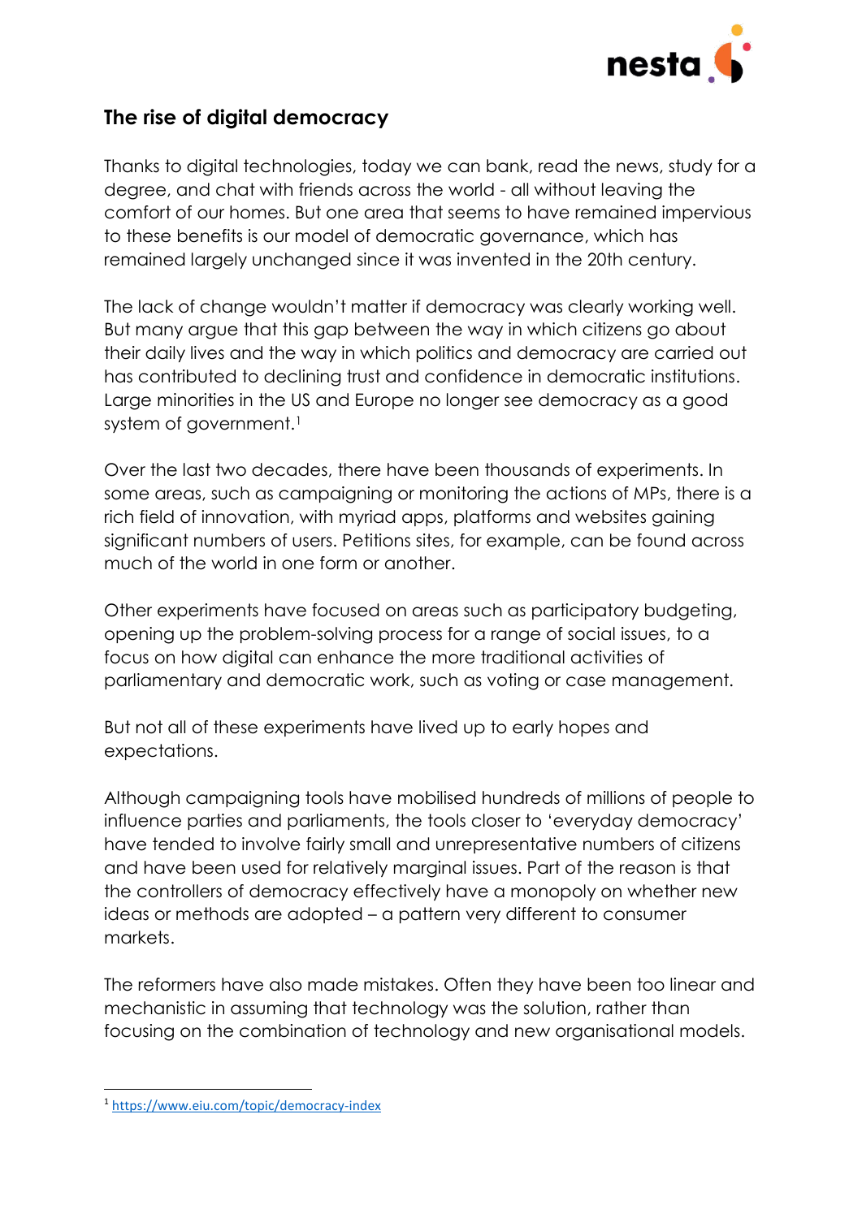## The rise of digital democracy

Thanks to digital technologies, today we can bank, read the news, study for a degree, and chat with friends across the world - all without leaving the comfort of our homes. But one area that seems to have remained impervious to these benefits is our model of democratic governance, which has remained largely unchanged since it was invented in the 20th century.

The lack of change wouldn't matter if democracy was clearly working well. But many argue that this gap between the way in which citizens go about their daily lives and the way in which politics and democracy are carried out has contributed to declining trust and confidence in democratic institutions. Large minorities in the US and Europe no longer see democracy as a good system of government.[1]

Over the last two decades, there have been thousands of experiments. In some areas, such as campaigning or monitoring the actions of MPs, there is a rich field of innovation, with myriad apps, platforms and websites gaining significant numbers of users. Petitions sites, for example, can be found across much of the world in one form or another.

Other experiments have focused on areas such as participatory budgeting, opening up the problem-solving process for a range of social issues, to a focus on how digital can enhance the more traditional activities of parliamentary and democratic work, such as voting or case management.

But not all of these experiments have lived up to early hopes and expectations.

Although campaigning tools have mobilised hundreds of millions of people to influence parties and parliaments, the tools closer to 'everyday democracy' have tended to involve fairly small and unrepresentative numbers of citizens and have been used for relatively marginal issues. Part of the reason is that the controllers of democracy effectively have a monopoly on whether new ideas or methods are adopted – a pattern very different to consumer markets.

The reformers have also made mistakes. Often they have been too linear and mechanistic in assuming that technology was the solution, rather than focusing on the combination of technology and new organisational models.

---

[1] https://www.eiu.com/topic/democracy-index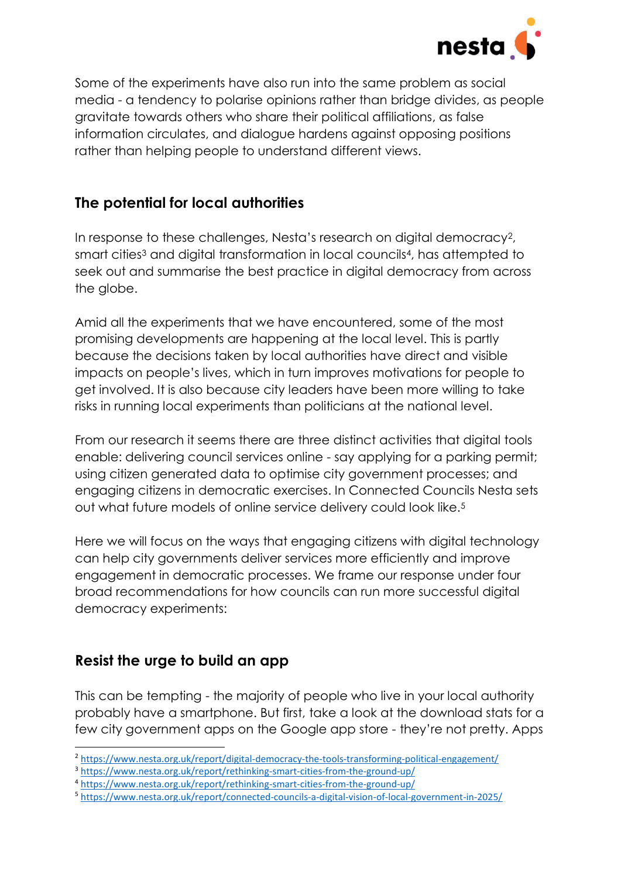Some of the experiments have also run into the same problem as social media - a tendency to polarise opinions rather than bridge divides, as people gravitate towards others who share their political affiliations, as false information circulates, and dialogue hardens against opposing positions rather than helping people to understand different views.

## The potential for local authorities

In response to these challenges, Nesta's research on digital democracy[2], smart cities[3] and digital transformation in local councils[4], has attempted to seek out and summarise the best practice in digital democracy from across the globe.

Amid all the experiments that we have encountered, some of the most promising developments are happening at the local level. This is partly because the decisions taken by local authorities have direct and visible impacts on people's lives, which in turn improves motivations for people to get involved. It is also because city leaders have been more willing to take risks in running local experiments than politicians at the national level.

From our research it seems there are three distinct activities that digital tools enable: delivering council services online - say applying for a parking permit; using citizen generated data to optimise city government processes; and engaging citizens in democratic exercises. In Connected Councils Nesta sets out what future models of online service delivery could look like.[5]

Here we will focus on the ways that engaging citizens with digital technology can help city governments deliver services more efficiently and improve engagement in democratic processes. We frame our response under four broad recommendations for how councils can run more successful digital democracy experiments:

## Resist the urge to build an app

This can be tempting - the majority of people who live in your local authority probably have a smartphone. But first, take a look at the download stats for a few city government apps on the Google app store - they're not pretty. Apps

[2] https://www.nesta.org.uk/report/digital-democracy-the-tools-transforming-political-engagement/
[3] https://www.nesta.org.uk/report/rethinking-smart-cities-from-the-ground-up/
[4] https://www.nesta.org.uk/report/rethinking-smart-cities-from-the-ground-up/
[5] https://www.nesta.org.uk/report/connected-councils-a-digital-vision-of-local-government-in-2025/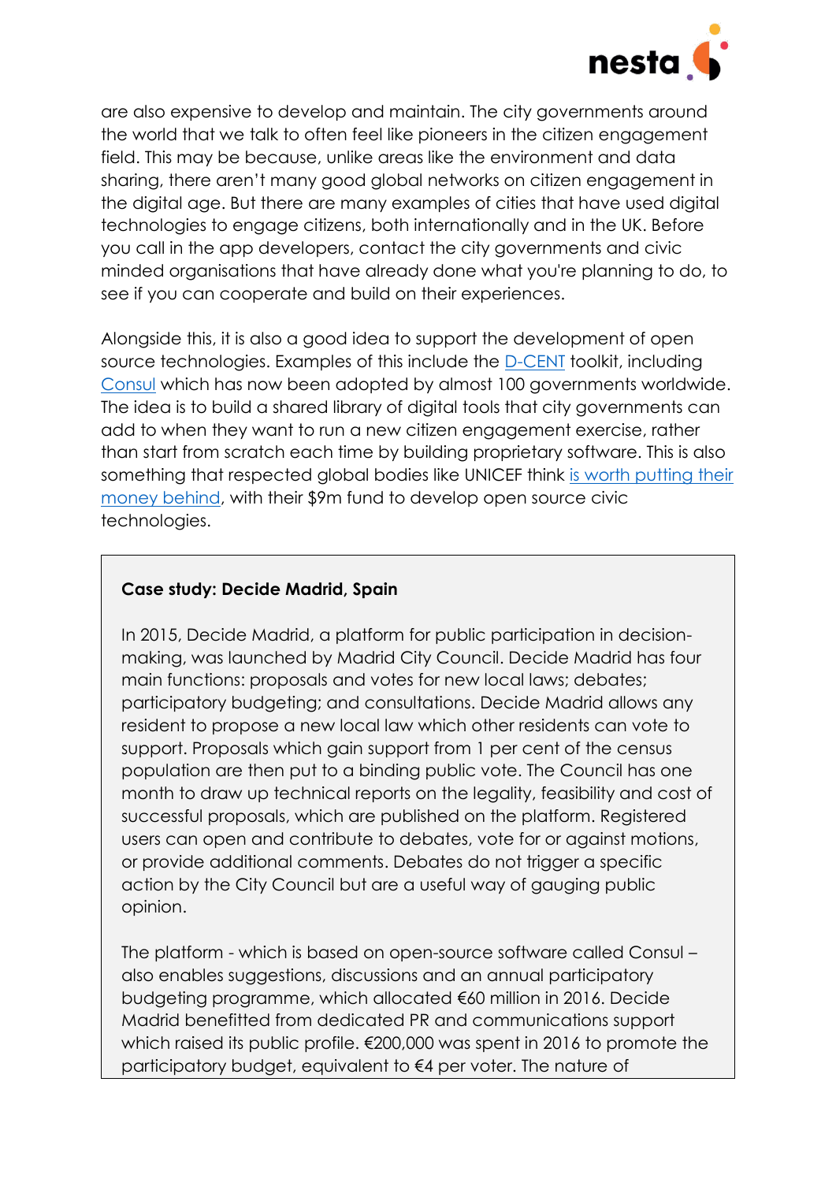are also expensive to develop and maintain. The city governments around the world that we talk to often feel like pioneers in the citizen engagement field. This may be because, unlike areas like the environment and data sharing, there aren't many good global networks on citizen engagement in the digital age. But there are many examples of cities that have used digital technologies to engage citizens, both internationally and in the UK. Before you call in the app developers, contact the city governments and civic minded organisations that have already done what you're planning to do, to see if you can cooperate and build on their experiences.

Alongside this, it is also a good idea to support the development of open source technologies. Examples of this include the D-CENT toolkit, including Consul which has now been adopted by almost 100 governments worldwide. The idea is to build a shared library of digital tools that city governments can add to when they want to run a new citizen engagement exercise, rather than start from scratch each time by building proprietary software. This is also something that respected global bodies like UNICEF think is worth putting their money behind, with their $9m fund to develop open source civic technologies.

> **Case study: Decide Madrid, Spain**
>
> In 2015, Decide Madrid, a platform for public participation in decision-making, was launched by Madrid City Council. Decide Madrid has four main functions: proposals and votes for new local laws; debates; participatory budgeting; and consultations. Decide Madrid allows any resident to propose a new local law which other residents can vote to support. Proposals which gain support from 1 per cent of the census population are then put to a binding public vote. The Council has one month to draw up technical reports on the legality, feasibility and cost of successful proposals, which are published on the platform. Registered users can open and contribute to debates, vote for or against motions, or provide additional comments. Debates do not trigger a specific action by the City Council but are a useful way of gauging public opinion.
>
> The platform - which is based on open-source software called Consul – also enables suggestions, discussions and an annual participatory budgeting programme, which allocated €60 million in 2016. Decide Madrid benefitted from dedicated PR and communications support which raised its public profile. €200,000 was spent in 2016 to promote the participatory budget, equivalent to €4 per voter. The nature of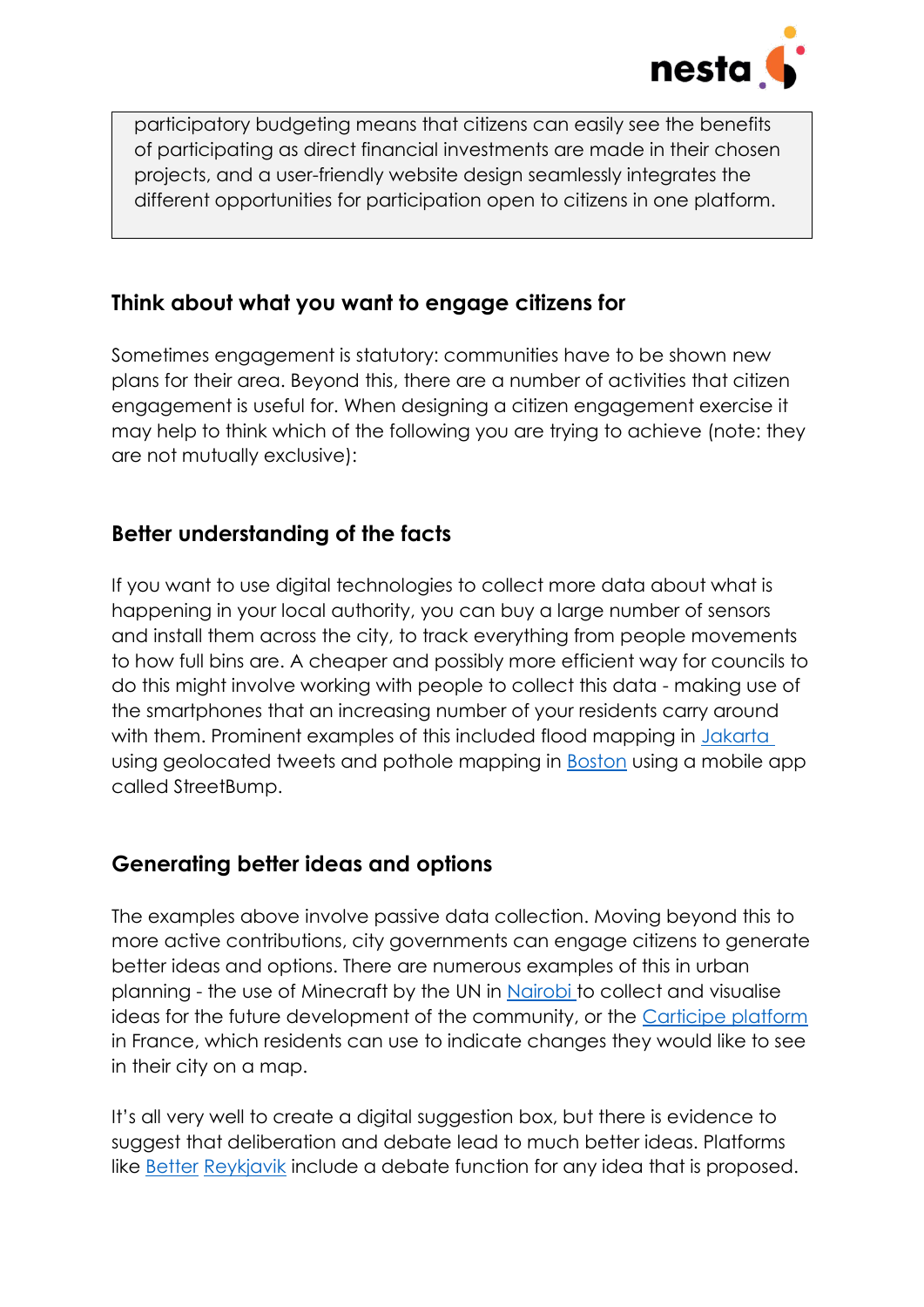participatory budgeting means that citizens can easily see the benefits of participating as direct financial investments are made in their chosen projects, and a user-friendly website design seamlessly integrates the different opportunities for participation open to citizens in one platform.

## Think about what you want to engage citizens for

Sometimes engagement is statutory: communities have to be shown new plans for their area. Beyond this, there are a number of activities that citizen engagement is useful for. When designing a citizen engagement exercise it may help to think which of the following you are trying to achieve (note: they are not mutually exclusive):

## Better understanding of the facts

If you want to use digital technologies to collect more data about what is happening in your local authority, you can buy a large number of sensors and install them across the city, to track everything from people movements to how full bins are. A cheaper and possibly more efficient way for councils to do this might involve working with people to collect this data - making use of the smartphones that an increasing number of your residents carry around with them. Prominent examples of this included flood mapping in Jakarta using geolocated tweets and pothole mapping in Boston using a mobile app called StreetBump.

## Generating better ideas and options

The examples above involve passive data collection. Moving beyond this to more active contributions, city governments can engage citizens to generate better ideas and options. There are numerous examples of this in urban planning - the use of Minecraft by the UN in Nairobi to collect and visualise ideas for the future development of the community, or the Carticipe platform in France, which residents can use to indicate changes they would like to see in their city on a map.

It's all very well to create a digital suggestion box, but there is evidence to suggest that deliberation and debate lead to much better ideas. Platforms like Better Reykjavik include a debate function for any idea that is proposed.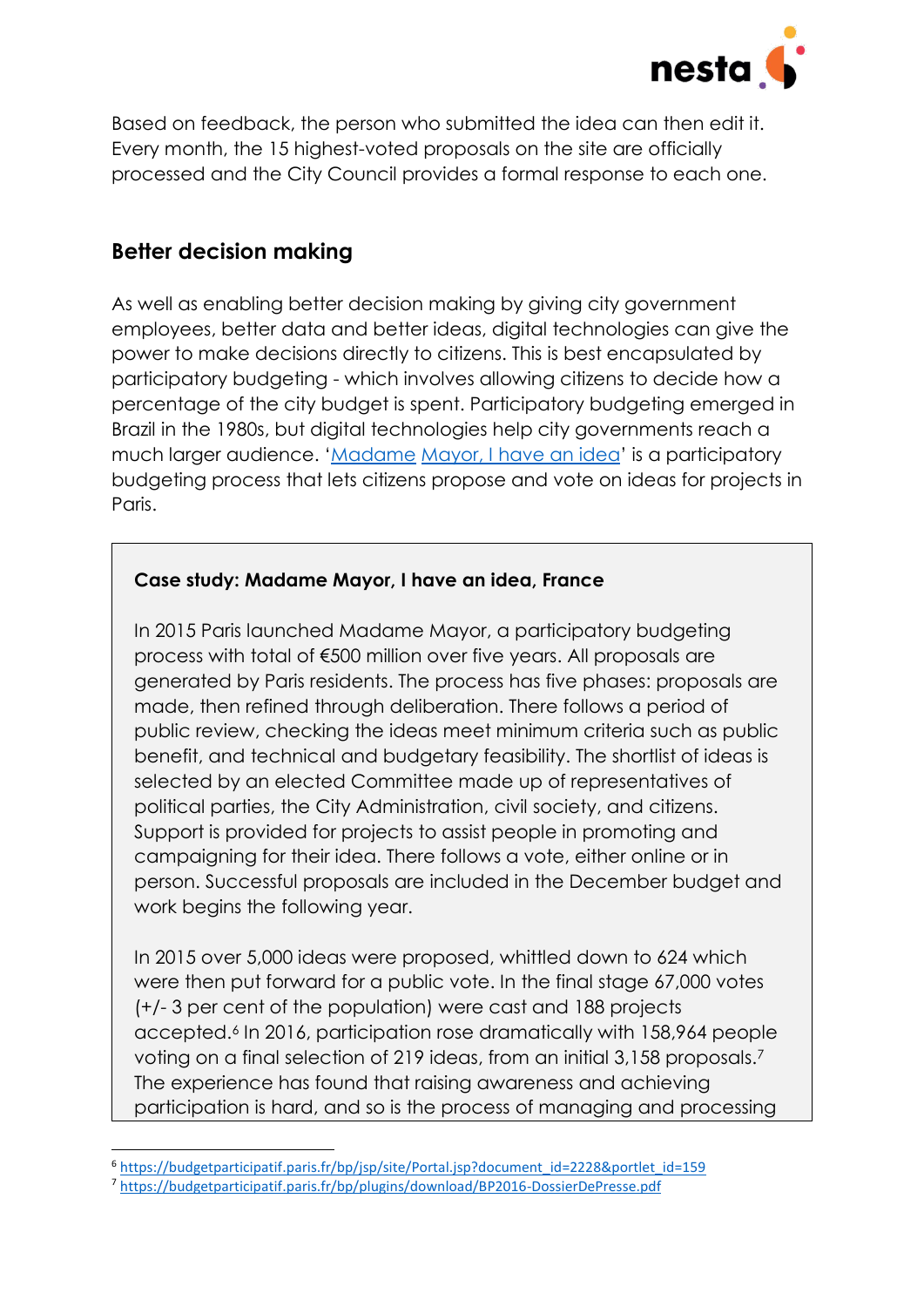Based on feedback, the person who submitted the idea can then edit it. Every month, the 15 highest-voted proposals on the site are officially processed and the City Council provides a formal response to each one.

## Better decision making

As well as enabling better decision making by giving city government employees, better data and better ideas, digital technologies can give the power to make decisions directly to citizens. This is best encapsulated by participatory budgeting - which involves allowing citizens to decide how a percentage of the city budget is spent. Participatory budgeting emerged in Brazil in the 1980s, but digital technologies help city governments reach a much larger audience. 'Madame Mayor, I have an idea' is a participatory budgeting process that lets citizens propose and vote on ideas for projects in Paris.

**Case study: Madame Mayor, I have an idea, France**

In 2015 Paris launched Madame Mayor, a participatory budgeting process with total of €500 million over five years. All proposals are generated by Paris residents. The process has five phases: proposals are made, then refined through deliberation. There follows a period of public review, checking the ideas meet minimum criteria such as public benefit, and technical and budgetary feasibility. The shortlist of ideas is selected by an elected Committee made up of representatives of political parties, the City Administration, civil society, and citizens. Support is provided for projects to assist people in promoting and campaigning for their idea. There follows a vote, either online or in person. Successful proposals are included in the December budget and work begins the following year.

In 2015 over 5,000 ideas were proposed, whittled down to 624 which were then put forward for a public vote. In the final stage 67,000 votes (+/- 3 per cent of the population) were cast and 188 projects accepted.[6] In 2016, participation rose dramatically with 158,964 people voting on a final selection of 219 ideas, from an initial 3,158 proposals.[7] The experience has found that raising awareness and achieving participation is hard, and so is the process of managing and processing

[6] https://budgetparticipatif.paris.fr/bp/jsp/site/Portal.jsp?document_id=2228&portlet_id=159

[7] https://budgetparticipatif.paris.fr/bp/plugins/download/BP2016-DossierDePresse.pdf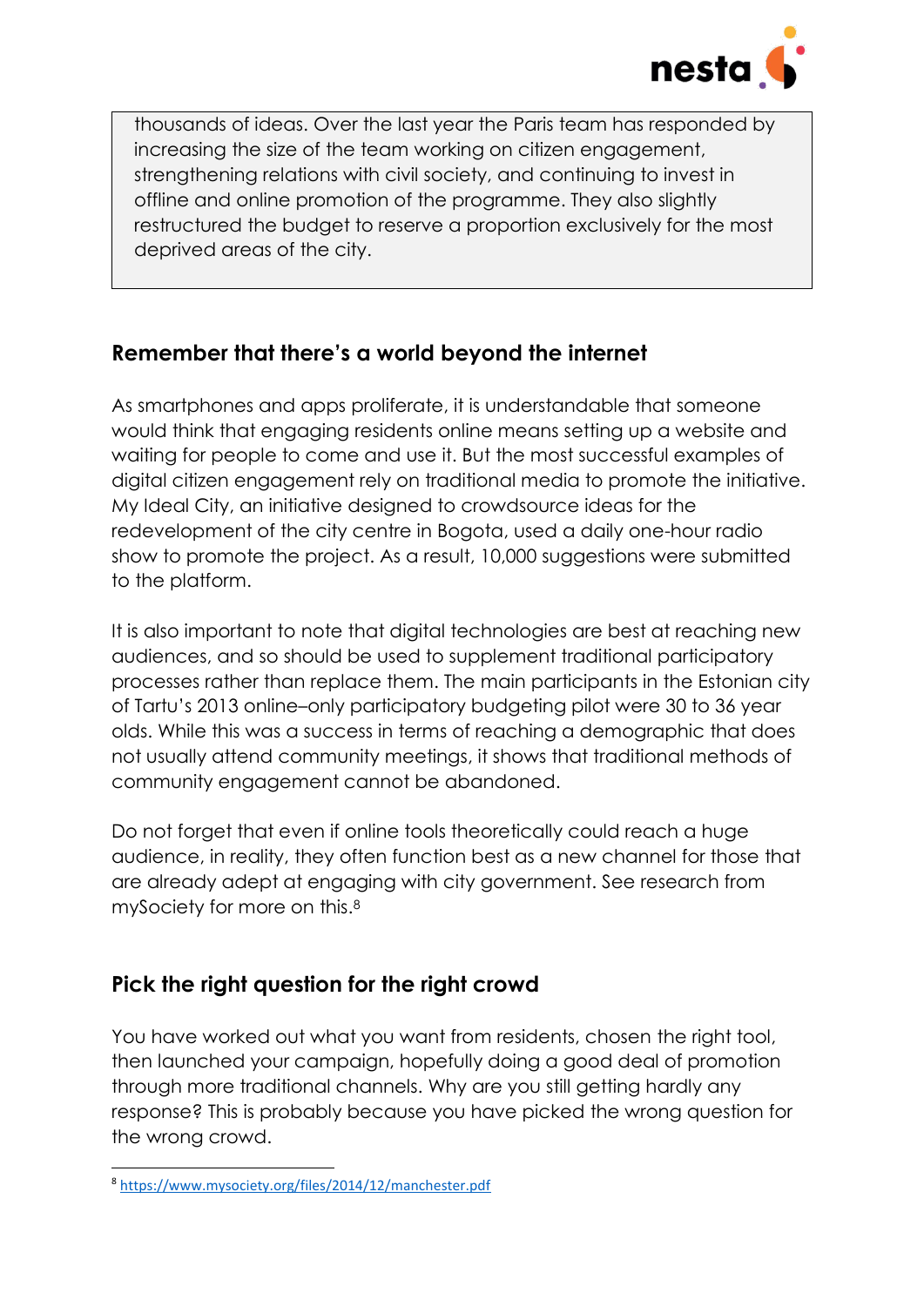thousands of ideas. Over the last year the Paris team has responded by increasing the size of the team working on citizen engagement, strengthening relations with civil society, and continuing to invest in offline and online promotion of the programme. They also slightly restructured the budget to reserve a proportion exclusively for the most deprived areas of the city.

## Remember that there's a world beyond the internet

As smartphones and apps proliferate, it is understandable that someone would think that engaging residents online means setting up a website and waiting for people to come and use it. But the most successful examples of digital citizen engagement rely on traditional media to promote the initiative. My Ideal City, an initiative designed to crowdsource ideas for the redevelopment of the city centre in Bogota, used a daily one-hour radio show to promote the project. As a result, 10,000 suggestions were submitted to the platform.

It is also important to note that digital technologies are best at reaching new audiences, and so should be used to supplement traditional participatory processes rather than replace them. The main participants in the Estonian city of Tartu's 2013 online–only participatory budgeting pilot were 30 to 36 year olds. While this was a success in terms of reaching a demographic that does not usually attend community meetings, it shows that traditional methods of community engagement cannot be abandoned.

Do not forget that even if online tools theoretically could reach a huge audience, in reality, they often function best as a new channel for those that are already adept at engaging with city government. See research from mySociety for more on this.[8]

## Pick the right question for the right crowd

You have worked out what you want from residents, chosen the right tool, then launched your campaign, hopefully doing a good deal of promotion through more traditional channels. Why are you still getting hardly any response? This is probably because you have picked the wrong question for the wrong crowd.

[8] https://www.mysociety.org/files/2014/12/manchester.pdf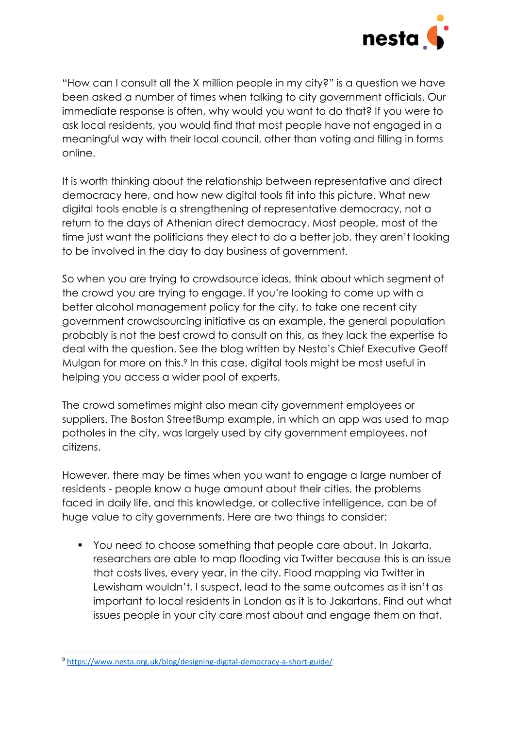"How can I consult all the X million people in my city?" is a question we have been asked a number of times when talking to city government officials. Our immediate response is often, why would you want to do that? If you were to ask local residents, you would find that most people have not engaged in a meaningful way with their local council, other than voting and filling in forms online.

It is worth thinking about the relationship between representative and direct democracy here, and how new digital tools fit into this picture. What new digital tools enable is a strengthening of representative democracy, not a return to the days of Athenian direct democracy. Most people, most of the time just want the politicians they elect to do a better job, they aren't looking to be involved in the day to day business of government.

So when you are trying to crowdsource ideas, think about which segment of the crowd you are trying to engage. If you're looking to come up with a better alcohol management policy for the city, to take one recent city government crowdsourcing initiative as an example, the general population probably is not the best crowd to consult on this, as they lack the expertise to deal with the question. See the blog written by Nesta's Chief Executive Geoff Mulgan for more on this.[9] In this case, digital tools might be most useful in helping you access a wider pool of experts.

The crowd sometimes might also mean city government employees or suppliers. The Boston StreetBump example, in which an app was used to map potholes in the city, was largely used by city government employees, not citizens.

However, there may be times when you want to engage a large number of residents - people know a huge amount about their cities, the problems faced in daily life, and this knowledge, or collective intelligence, can be of huge value to city governments. Here are two things to consider:

- You need to choose something that people care about. In Jakarta, researchers are able to map flooding via Twitter because this is an issue that costs lives, every year, in the city. Flood mapping via Twitter in Lewisham wouldn't, I suspect, lead to the same outcomes as it isn't as important to local residents in London as it is to Jakartans. Find out what issues people in your city care most about and engage them on that.

[9] https://www.nesta.org.uk/blog/designing-digital-democracy-a-short-guide/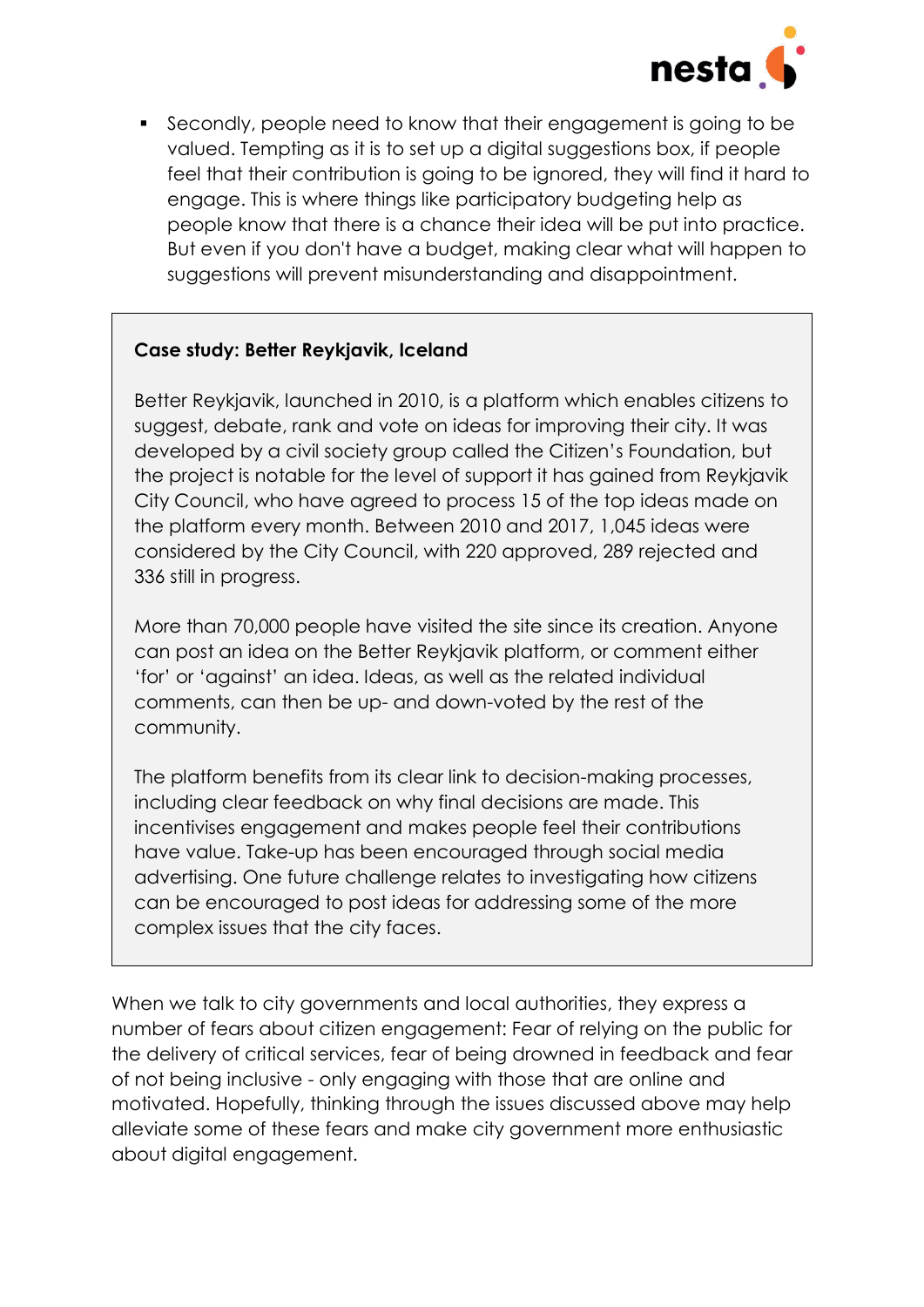- Secondly, people need to know that their engagement is going to be valued. Tempting as it is to set up a digital suggestions box, if people feel that their contribution is going to be ignored, they will find it hard to engage. This is where things like participatory budgeting help as people know that there is a chance their idea will be put into practice. But even if you don't have a budget, making clear what will happen to suggestions will prevent misunderstanding and disappointment.

**Case study: Better Reykjavik, Iceland**

Better Reykjavik, launched in 2010, is a platform which enables citizens to suggest, debate, rank and vote on ideas for improving their city. It was developed by a civil society group called the Citizen's Foundation, but the project is notable for the level of support it has gained from Reykjavik City Council, who have agreed to process 15 of the top ideas made on the platform every month. Between 2010 and 2017, 1,045 ideas were considered by the City Council, with 220 approved, 289 rejected and 336 still in progress.

More than 70,000 people have visited the site since its creation. Anyone can post an idea on the Better Reykjavik platform, or comment either 'for' or 'against' an idea. Ideas, as well as the related individual comments, can then be up- and down-voted by the rest of the community.

The platform benefits from its clear link to decision-making processes, including clear feedback on why final decisions are made. This incentivises engagement and makes people feel their contributions have value. Take-up has been encouraged through social media advertising. One future challenge relates to investigating how citizens can be encouraged to post ideas for addressing some of the more complex issues that the city faces.

When we talk to city governments and local authorities, they express a number of fears about citizen engagement: Fear of relying on the public for the delivery of critical services, fear of being drowned in feedback and fear of not being inclusive - only engaging with those that are online and motivated. Hopefully, thinking through the issues discussed above may help alleviate some of these fears and make city government more enthusiastic about digital engagement.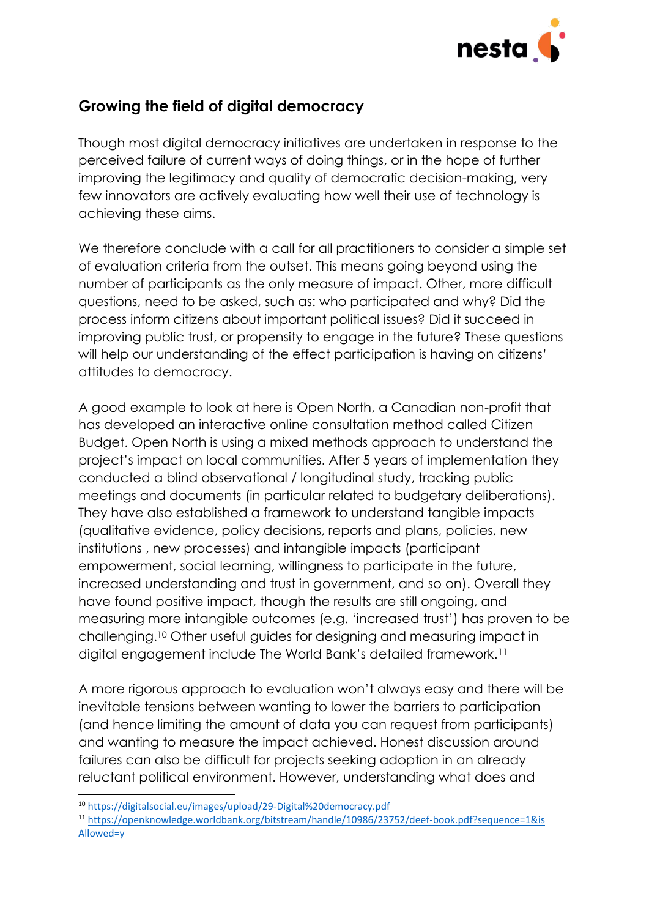## Growing the field of digital democracy

Though most digital democracy initiatives are undertaken in response to the perceived failure of current ways of doing things, or in the hope of further improving the legitimacy and quality of democratic decision-making, very few innovators are actively evaluating how well their use of technology is achieving these aims.

We therefore conclude with a call for all practitioners to consider a simple set of evaluation criteria from the outset. This means going beyond using the number of participants as the only measure of impact. Other, more difficult questions, need to be asked, such as: who participated and why? Did the process inform citizens about important political issues? Did it succeed in improving public trust, or propensity to engage in the future? These questions will help our understanding of the effect participation is having on citizens' attitudes to democracy.

A good example to look at here is Open North, a Canadian non-profit that has developed an interactive online consultation method called Citizen Budget. Open North is using a mixed methods approach to understand the project's impact on local communities. After 5 years of implementation they conducted a blind observational / longitudinal study, tracking public meetings and documents (in particular related to budgetary deliberations). They have also established a framework to understand tangible impacts (qualitative evidence, policy decisions, reports and plans, policies, new institutions , new processes) and intangible impacts (participant empowerment, social learning, willingness to participate in the future, increased understanding and trust in government, and so on). Overall they have found positive impact, though the results are still ongoing, and measuring more intangible outcomes (e.g. 'increased trust') has proven to be challenging.[10] Other useful guides for designing and measuring impact in digital engagement include The World Bank's detailed framework.[11]

A more rigorous approach to evaluation won't always easy and there will be inevitable tensions between wanting to lower the barriers to participation (and hence limiting the amount of data you can request from participants) and wanting to measure the impact achieved. Honest discussion around failures can also be difficult for projects seeking adoption in an already reluctant political environment. However, understanding what does and

---

[10] https://digitalsocial.eu/images/upload/29-Digital%20democracy.pdf

[11] https://openknowledge.worldbank.org/bitstream/handle/10986/23752/deef-book.pdf?sequence=1&isAllowed=y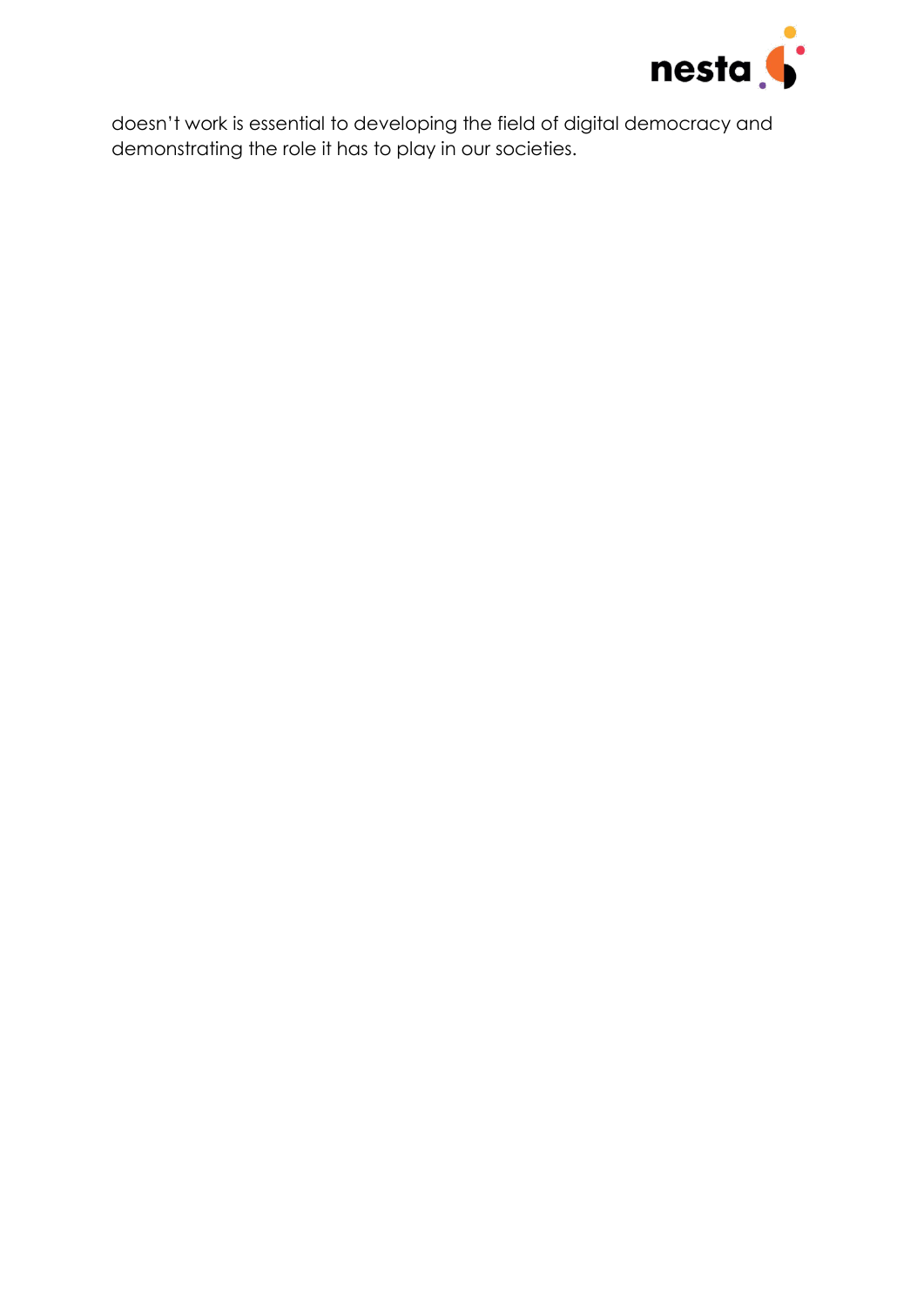doesn't work is essential to developing the field of digital democracy and demonstrating the role it has to play in our societies.